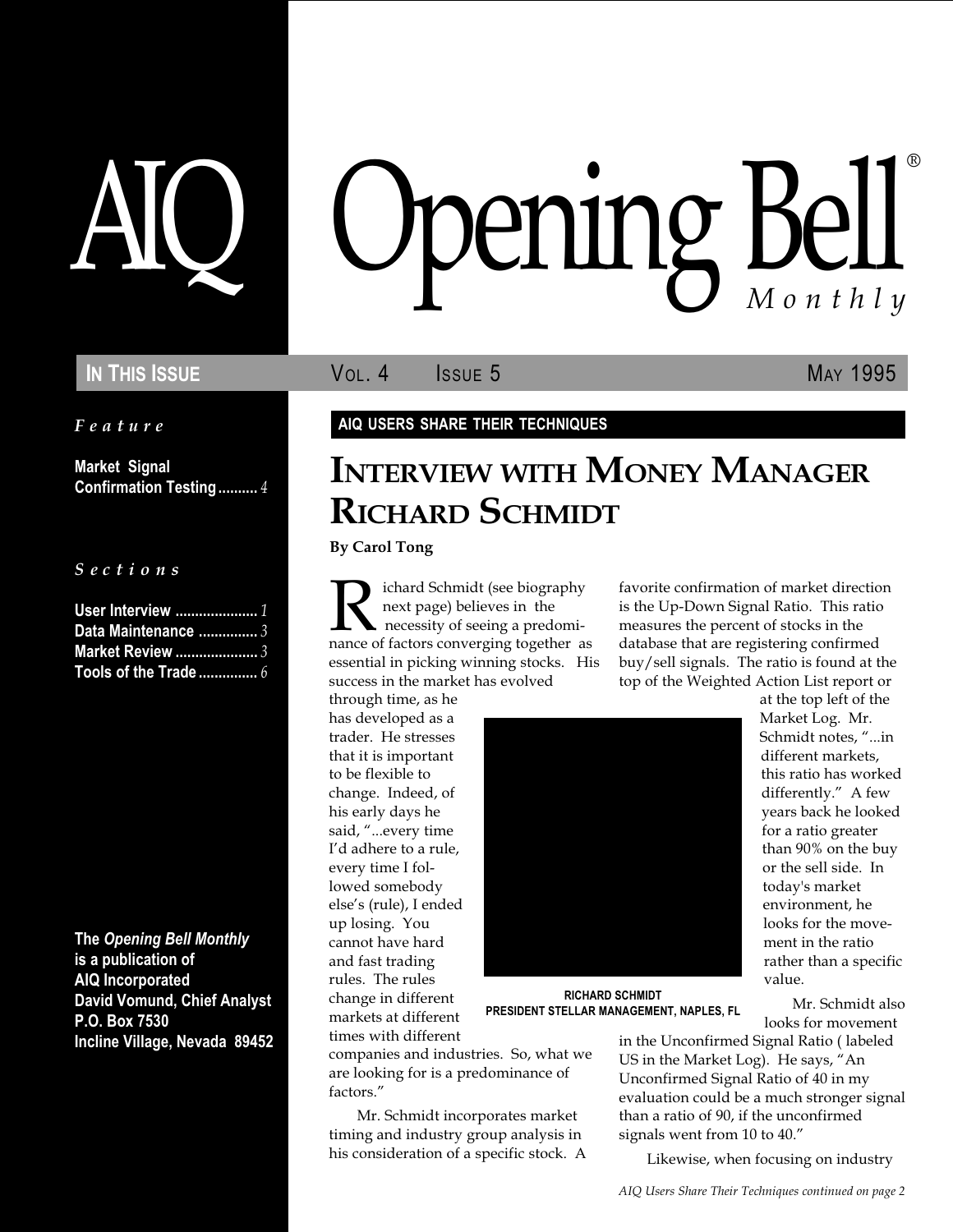# AIQ Opening Bell® Monthly

**IN THIS ISSUE** — VOL. 4 ISSUE 5 — MAY 1995

*Feature*

**Market Signal Confirmation Testing.......... 4**

*Sections*

**User Interview ..................... 1**
**Data Maintenance ............... 3**
**Market Review ..................... 3**
**Tools of the Trade ............... 6**

**The *Opening Bell Monthly* is a publication of AIQ Incorporated**
**David Vomund, Chief Analyst**
**P.O. Box 7530**
**Incline Village, Nevada 89452**

**AIQ USERS SHARE THEIR TECHNIQUES**

## INTERVIEW WITH MONEY MANAGER RICHARD SCHMIDT

**By Carol Tong**

Richard Schmidt (see biography next page) believes in the necessity of seeing a predominance of factors converging together as essential in picking winning stocks. His success in the market has evolved through time, as he has developed as a trader. He stresses that it is important to be flexible to change. Indeed, of his early days he said, "...every time I'd adhere to a rule, every time I followed somebody else's (rule), I ended up losing. You cannot have hard and fast trading rules. The rules change in different markets at different times with different companies and industries. So, what we are looking for is a predominance of factors."

**RICHARD SCHMIDT**
**PRESIDENT STELLAR MANAGEMENT, NAPLES, FL**

Mr. Schmidt incorporates market timing and industry group analysis in his consideration of a specific stock. A favorite confirmation of market direction is the Up-Down Signal Ratio. This ratio measures the percent of stocks in the database that are registering confirmed buy/sell signals. The ratio is found at the top of the Weighted Action List report or at the top left of the Market Log. Mr. Schmidt notes, "...in different markets, this ratio has worked differently." A few years back he looked for a ratio greater than 90% on the buy or the sell side. In today's market environment, he looks for the movement in the ratio rather than a specific value.

Mr. Schmidt also looks for movement in the Unconfirmed Signal Ratio ( labeled US in the Market Log). He says, "An Unconfirmed Signal Ratio of 40 in my evaluation could be a much stronger signal than a ratio of 90, if the unconfirmed signals went from 10 to 40."

Likewise, when focusing on industry

*AIQ Users Share Their Techniques continued on page 2*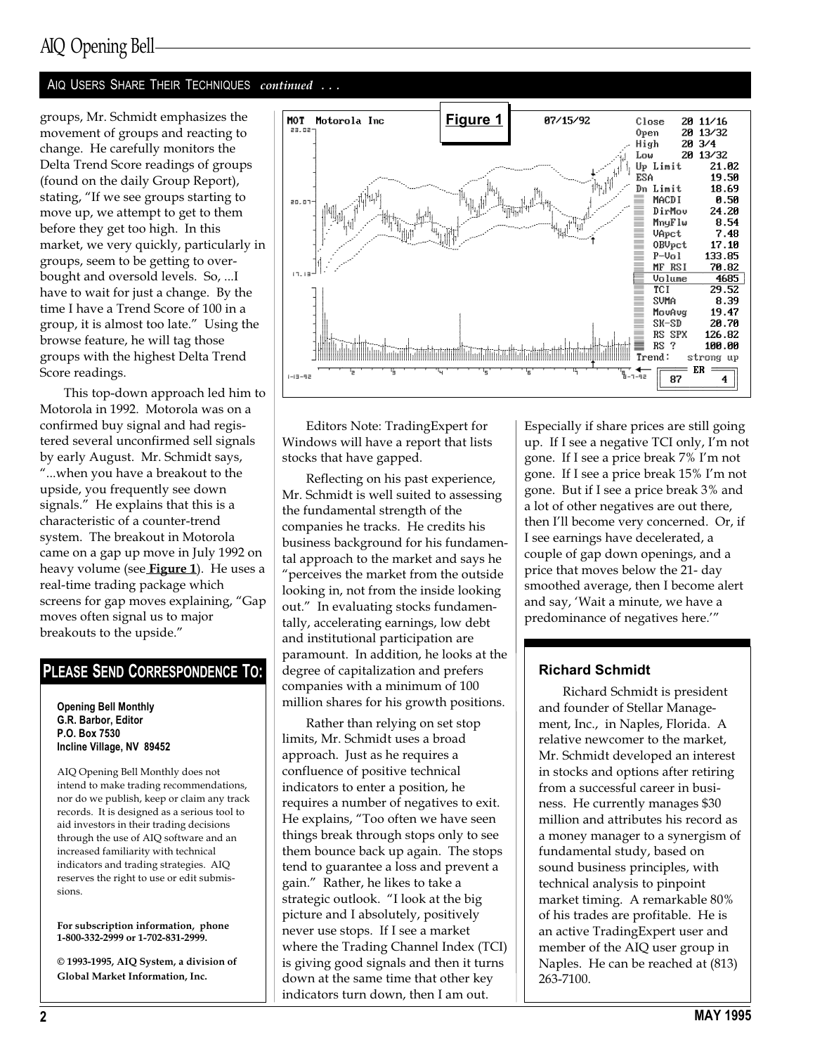## AIQ USERS SHARE THEIR TECHNIQUES *continued* . . .

groups, Mr. Schmidt emphasizes the movement of groups and reacting to change. He carefully monitors the Delta Trend Score readings of groups (found on the daily Group Report), stating, "If we see groups starting to move up, we attempt to get to them before they get too high. In this market, we very quickly, particularly in groups, seem to be getting to overbought and oversold levels. So, ...I have to wait for just a change. By the time I have a Trend Score of 100 in a group, it is almost too late." Using the browse feature, he will tag those groups with the highest Delta Trend Score readings.

This top-down approach led him to Motorola in 1992. Motorola was on a confirmed buy signal and had registered several unconfirmed sell signals by early August. Mr. Schmidt says, "...when you have a breakout to the upside, you frequently see down signals." He explains that this is a characteristic of a counter-trend system. The breakout in Motorola came on a gap up move in July 1992 on heavy volume (see **Figure 1**). He uses a real-time trading package which screens for gap moves explaining, "Gap moves often signal us to major breakouts to the upside."

**Figure 1**

Editors Note: TradingExpert for Windows will have a report that lists stocks that have gapped.

Reflecting on his past experience, Mr. Schmidt is well suited to assessing the fundamental strength of the companies he tracks. He credits his business background for his fundamental approach to the market and says he "perceives the market from the outside looking in, not from the inside looking out." In evaluating stocks fundamentally, accelerating earnings, low debt and institutional participation are paramount. In addition, he looks at the degree of capitalization and prefers companies with a minimum of 100 million shares for his growth positions.

Rather than relying on set stop limits, Mr. Schmidt uses a broad approach. Just as he requires a confluence of positive technical indicators to enter a position, he requires a number of negatives to exit. He explains, "Too often we have seen things break through stops only to see them bounce back up again. The stops tend to guarantee a loss and prevent a gain." Rather, he likes to take a strategic outlook. "I look at the big picture and I absolutely, positively never use stops. If I see a market where the Trading Channel Index (TCI) is giving good signals and then it turns down at the same time that other key indicators turn down, then I am out. Especially if share prices are still going up. If I see a negative TCI only, I'm not gone. If I see a price break 7% I'm not gone. If I see a price break 15% I'm not gone. But if I see a price break 3% and a lot of other negatives are out there, then I'll become very concerned. Or, if I see earnings have decelerated, a couple of gap down openings, and a price that moves below the 21- day smoothed average, then I become alert and say, 'Wait a minute, we have a predominance of negatives here.'"

### Richard Schmidt

Richard Schmidt is president and founder of Stellar Management, Inc., in Naples, Florida. A relative newcomer to the market, Mr. Schmidt developed an interest in stocks and options after retiring from a successful career in business. He currently manages $30 million and attributes his record as a money manager to a synergism of fundamental study, based on sound business principles, with technical analysis to pinpoint market timing. A remarkable 80% of his trades are profitable. He is an active TradingExpert user and member of the AIQ user group in Naples. He can be reached at (813) 263-7100.

## PLEASE SEND CORRESPONDENCE TO:

**Opening Bell Monthly**
**G.R. Barbor, Editor**
**P.O. Box 7530**
**Incline Village, NV 89452**

AIQ Opening Bell Monthly does not intend to make trading recommendations, nor do we publish, keep or claim any track records. It is designed as a serious tool to aid investors in their trading decisions through the use of AIQ software and an increased familiarity with technical indicators and trading strategies. AIQ reserves the right to use or edit submissions.

**For subscription information, phone 1-800-332-2999 or 1-702-831-2999.**

**© 1993-1995, AIQ System, a division of Global Market Information, Inc.**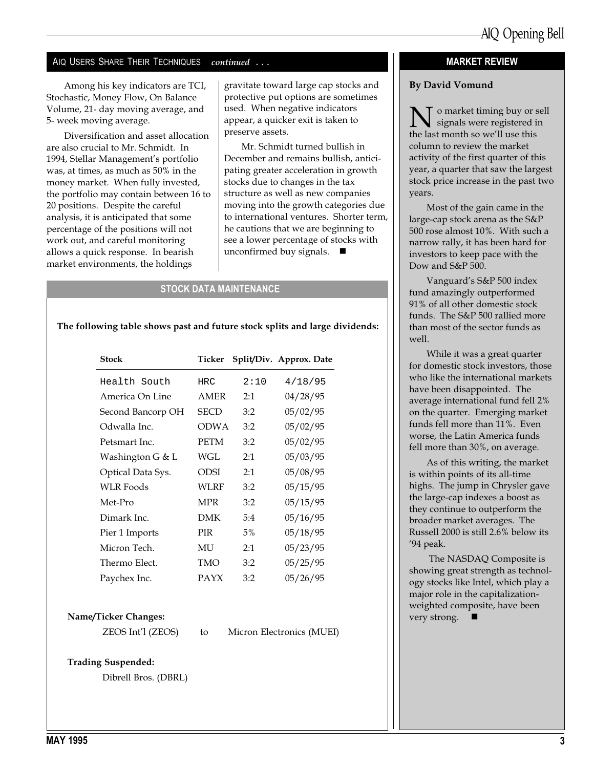## AIQ Users Share Their Techniques *continued . . .*

Among his key indicators are TCI, Stochastic, Money Flow, On Balance Volume, 21- day moving average, and 5- week moving average.

Diversification and asset allocation are also crucial to Mr. Schmidt. In 1994, Stellar Management's portfolio was, at times, as much as 50% in the money market. When fully invested, the portfolio may contain between 16 to 20 positions. Despite the careful analysis, it is anticipated that some percentage of the positions will not work out, and careful monitoring allows a quick response. In bearish market environments, the holdings gravitate toward large cap stocks and protective put options are sometimes used. When negative indicators appear, a quicker exit is taken to preserve assets.

Mr. Schmidt turned bullish in December and remains bullish, anticipating greater acceleration in growth stocks due to changes in the tax structure as well as new companies moving into the growth categories due to international ventures. Shorter term, he cautions that we are beginning to see a lower percentage of stocks with unconfirmed buy signals. ■

## STOCK DATA MAINTENANCE

**The following table shows past and future stock splits and large dividends:**

| Stock | Ticker | Split/Div. | Approx. Date |
|---|---|---|---|
| Health South | HRC | 2:10 | 4/18/95 |
| America On Line | AMER | 2:1 | 04/28/95 |
| Second Bancorp OH | SECD | 3:2 | 05/02/95 |
| Odwalla Inc. | ODWA | 3:2 | 05/02/95 |
| Petsmart Inc. | PETM | 3:2 | 05/02/95 |
| Washington G & L | WGL | 2:1 | 05/03/95 |
| Optical Data Sys. | ODSI | 2:1 | 05/08/95 |
| WLR Foods | WLRF | 3:2 | 05/15/95 |
| Met-Pro | MPR | 3:2 | 05/15/95 |
| Dimark Inc. | DMK | 5:4 | 05/16/95 |
| Pier 1 Imports | PIR | 5% | 05/18/95 |
| Micron Tech. | MU | 2:1 | 05/23/95 |
| Thermo Elect. | TMO | 3:2 | 05/25/95 |
| Paychex Inc. | PAYX | 3:2 | 05/26/95 |

**Name/Ticker Changes:**

ZEOS Int'l (ZEOS) to Micron Electronics (MUEI)

**Trading Suspended:**

Dibrell Bros. (DBRL)

## MARKET REVIEW

**By David Vomund**

No market timing buy or sell signals were registered in the last month so we'll use this column to review the market activity of the first quarter of this year, a quarter that saw the largest stock price increase in the past two years.

Most of the gain came in the large-cap stock arena as the S&P 500 rose almost 10%. With such a narrow rally, it has been hard for investors to keep pace with the Dow and S&P 500.

Vanguard's S&P 500 index fund amazingly outperformed 91% of all other domestic stock funds. The S&P 500 rallied more than most of the sector funds as well.

While it was a great quarter for domestic stock investors, those who like the international markets have been disappointed. The average international fund fell 2% on the quarter. Emerging market funds fell more than 11%. Even worse, the Latin America funds fell more than 30%, on average.

As of this writing, the market is within points of its all-time highs. The jump in Chrysler gave the large-cap indexes a boost as they continue to outperform the broader market averages. The Russell 2000 is still 2.6% below its '94 peak.

The NASDAQ Composite is showing great strength as technology stocks like Intel, which play a major role in the capitalization-weighted composite, have been very strong. ■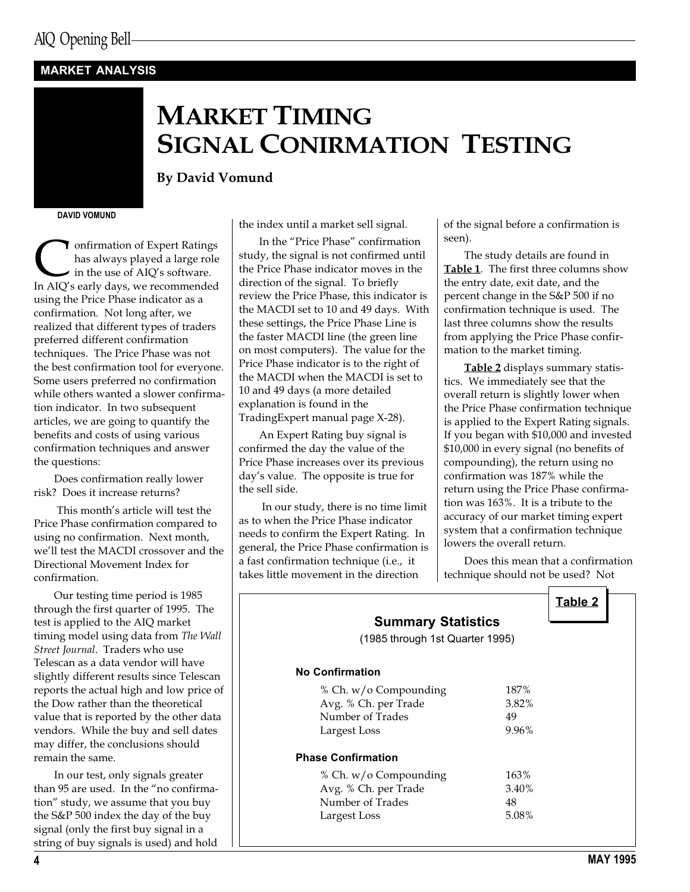## MARKET ANALYSIS

# MARKET TIMING SIGNAL CONIRMATION TESTING

**By David Vomund**

DAVID VOMUND

Confirmation of Expert Ratings has always played a large role in the use of AIQ's software. In AIQ's early days, we recommended using the Price Phase indicator as a confirmation. Not long after, we realized that different types of traders preferred different confirmation techniques. The Price Phase was not the best confirmation tool for everyone. Some users preferred no confirmation while others wanted a slower confirmation indicator. In two subsequent articles, we are going to quantify the benefits and costs of using various confirmation techniques and answer the questions:

Does confirmation really lower risk? Does it increase returns?

This month's article will test the Price Phase confirmation compared to using no confirmation. Next month, we'll test the MACDI crossover and the Directional Movement Index for confirmation.

Our testing time period is 1985 through the first quarter of 1995. The test is applied to the AIQ market timing model using data from *The Wall Street Journal*. Traders who use Telescan as a data vendor will have slightly different results since Telescan reports the actual high and low price of the Dow rather than the theoretical value that is reported by the other data vendors. While the buy and sell dates may differ, the conclusions should remain the same.

In our test, only signals greater than 95 are used. In the "no confirmation" study, we assume that you buy the S&P 500 index the day of the buy signal (only the first buy signal in a string of buy signals is used) and hold the index until a market sell signal.

In the "Price Phase" confirmation study, the signal is not confirmed until the Price Phase indicator moves in the direction of the signal. To briefly review the Price Phase, this indicator is the MACDI set to 10 and 49 days. With these settings, the Price Phase Line is the faster MACDI line (the green line on most computers). The value for the Price Phase indicator is to the right of the MACDI when the MACDI is set to 10 and 49 days (a more detailed explanation is found in the TradingExpert manual page X-28).

An Expert Rating buy signal is confirmed the day the value of the Price Phase increases over its previous day's value. The opposite is true for the sell side.

In our study, there is no time limit as to when the Price Phase indicator needs to confirm the Expert Rating. In general, the Price Phase confirmation is a fast confirmation technique (i.e., it takes little movement in the direction of the signal before a confirmation is seen).

The study details are found in **Table 1**. The first three columns show the entry date, exit date, and the percent change in the S&P 500 if no confirmation technique is used. The last three columns show the results from applying the Price Phase confirmation to the market timing.

**Table 2** displays summary statistics. We immediately see that the overall return is slightly lower when the Price Phase confirmation technique is applied to the Expert Rating signals. If you began with $10,000 and invested $10,000 in every signal (no benefits of compounding), the return using no confirmation was 187% while the return using the Price Phase confirmation was 163%. It is a tribute to the accuracy of our market timing expert system that a confirmation technique lowers the overall return.

Does this mean that a confirmation technique should not be used? Not

**Table 2**

**Summary Statistics**
(1985 through 1st Quarter 1995)

| | |
|---|---|
| **No Confirmation** | |
| % Ch. w/o Compounding | 187% |
| Avg. % Ch. per Trade | 3.82% |
| Number of Trades | 49 |
| Largest Loss | 9.96% |
| **Phase Confirmation** | |
| % Ch. w/o Compounding | 163% |
| Avg. % Ch. per Trade | 3.40% |
| Number of Trades | 48 |
| Largest Loss | 5.08% |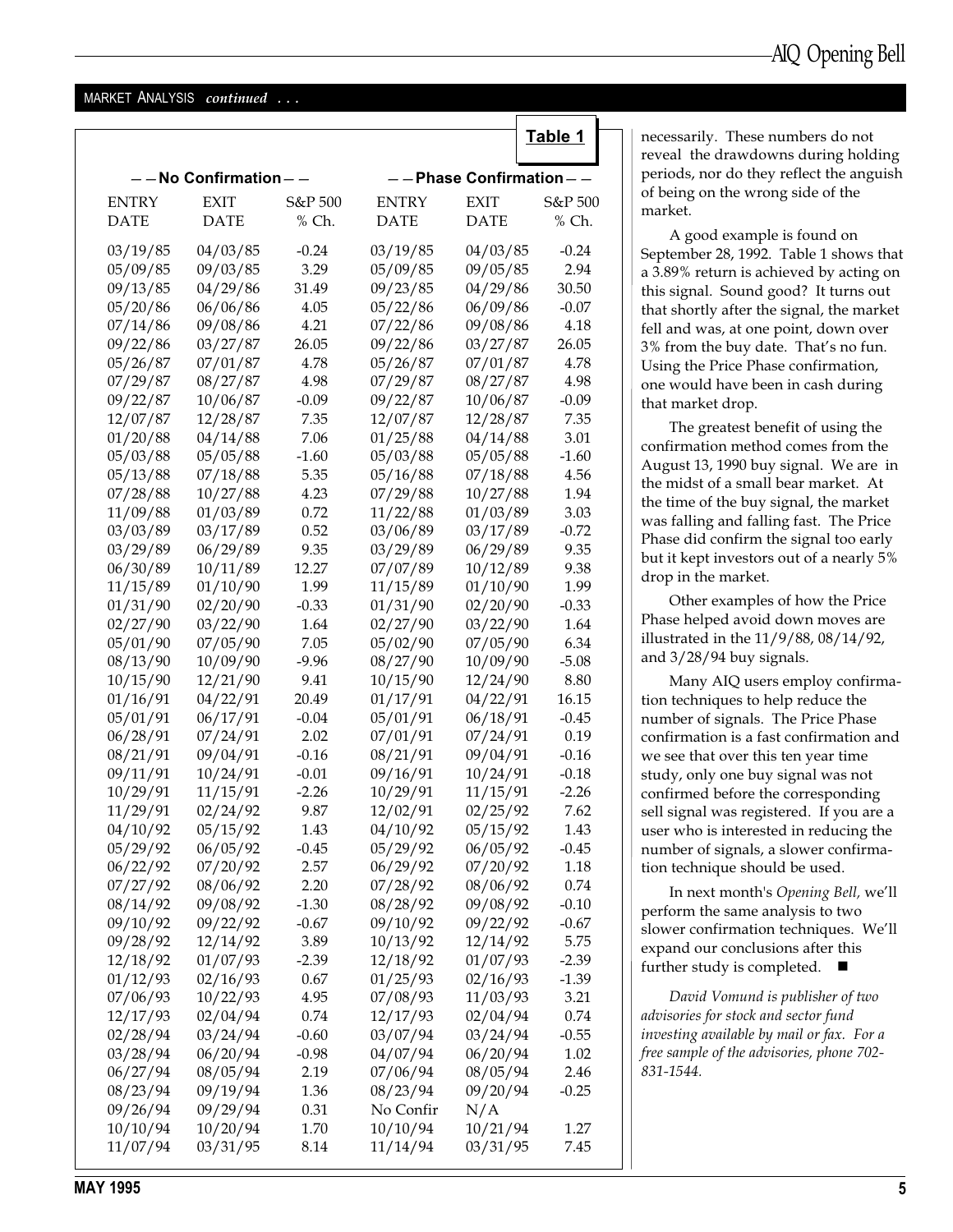MARKET ANALYSIS *continued . . .*

**Table 1**

| — — No Confirmation — — | | | — — Phase Confirmation — — | | |
|---|---|---|---|---|---|
| ENTRY DATE | EXIT DATE | S&P 500 % Ch. | ENTRY DATE | EXIT DATE | S&P 500 % Ch. |
| 03/19/85 | 04/03/85 | -0.24 | 03/19/85 | 04/03/85 | -0.24 |
| 05/09/85 | 09/03/85 | 3.29 | 05/09/85 | 09/05/85 | 2.94 |
| 09/13/85 | 04/29/86 | 31.49 | 09/23/85 | 04/29/86 | 30.50 |
| 05/20/86 | 06/06/86 | 4.05 | 05/22/86 | 06/09/86 | -0.07 |
| 07/14/86 | 09/08/86 | 4.21 | 07/22/86 | 09/08/86 | 4.18 |
| 09/22/86 | 03/27/87 | 26.05 | 09/22/86 | 03/27/87 | 26.05 |
| 05/26/87 | 07/01/87 | 4.78 | 05/26/87 | 07/01/87 | 4.78 |
| 07/29/87 | 08/27/87 | 4.98 | 07/29/87 | 08/27/87 | 4.98 |
| 09/22/87 | 10/06/87 | -0.09 | 09/22/87 | 10/06/87 | -0.09 |
| 12/07/87 | 12/28/87 | 7.35 | 12/07/87 | 12/28/87 | 7.35 |
| 01/20/88 | 04/14/88 | 7.06 | 01/25/88 | 04/14/88 | 3.01 |
| 05/03/88 | 05/05/88 | -1.60 | 05/03/88 | 05/05/88 | -1.60 |
| 05/13/88 | 07/18/88 | 5.35 | 05/16/88 | 07/18/88 | 4.56 |
| 07/28/88 | 10/27/88 | 4.23 | 07/29/88 | 10/27/88 | 1.94 |
| 11/09/88 | 01/03/89 | 0.72 | 11/22/88 | 01/03/89 | 3.03 |
| 03/03/89 | 03/17/89 | 0.52 | 03/06/89 | 03/17/89 | -0.72 |
| 03/29/89 | 06/29/89 | 9.35 | 03/29/89 | 06/29/89 | 9.35 |
| 06/30/89 | 10/11/89 | 12.27 | 07/07/89 | 10/12/89 | 9.38 |
| 11/15/89 | 01/10/90 | 1.99 | 11/15/89 | 01/10/90 | 1.99 |
| 01/31/90 | 02/20/90 | -0.33 | 01/31/90 | 02/20/90 | -0.33 |
| 02/27/90 | 03/22/90 | 1.64 | 02/27/90 | 03/22/90 | 1.64 |
| 05/01/90 | 07/05/90 | 7.05 | 05/02/90 | 07/05/90 | 6.34 |
| 08/13/90 | 10/09/90 | -9.96 | 08/27/90 | 10/09/90 | -5.08 |
| 10/15/90 | 12/21/90 | 9.41 | 10/15/90 | 12/24/90 | 8.80 |
| 01/16/91 | 04/22/91 | 20.49 | 01/17/91 | 04/22/91 | 16.15 |
| 05/01/91 | 06/17/91 | -0.04 | 05/01/91 | 06/18/91 | -0.45 |
| 06/28/91 | 07/24/91 | 2.02 | 07/01/91 | 07/24/91 | 0.19 |
| 08/21/91 | 09/04/91 | -0.16 | 08/21/91 | 09/04/91 | -0.16 |
| 09/11/91 | 10/24/91 | -0.01 | 09/16/91 | 10/24/91 | -0.18 |
| 10/29/91 | 11/15/91 | -2.26 | 10/29/91 | 11/15/91 | -2.26 |
| 11/29/91 | 02/24/92 | 9.87 | 12/02/91 | 02/25/92 | 7.62 |
| 04/10/92 | 05/15/92 | 1.43 | 04/10/92 | 05/15/92 | 1.43 |
| 05/29/92 | 06/05/92 | -0.45 | 05/29/92 | 06/05/92 | -0.45 |
| 06/22/92 | 07/20/92 | 2.57 | 06/29/92 | 07/20/92 | 1.18 |
| 07/27/92 | 08/06/92 | 2.20 | 07/28/92 | 08/06/92 | 0.74 |
| 08/14/92 | 09/08/92 | -1.30 | 08/28/92 | 09/08/92 | -0.10 |
| 09/10/92 | 09/22/92 | -0.67 | 09/10/92 | 09/22/92 | -0.67 |
| 09/28/92 | 12/14/92 | 3.89 | 10/13/92 | 12/14/92 | 5.75 |
| 12/18/92 | 01/07/93 | -2.39 | 12/18/92 | 01/07/93 | -2.39 |
| 01/12/93 | 02/16/93 | 0.67 | 01/25/93 | 02/16/93 | -1.39 |
| 07/06/93 | 10/22/93 | 4.95 | 07/08/93 | 11/03/93 | 3.21 |
| 12/17/93 | 02/04/94 | 0.74 | 12/17/93 | 02/04/94 | 0.74 |
| 02/28/94 | 03/24/94 | -0.60 | 03/07/94 | 03/24/94 | -0.55 |
| 03/28/94 | 06/20/94 | -0.98 | 04/07/94 | 06/20/94 | 1.02 |
| 06/27/94 | 08/05/94 | 2.19 | 07/06/94 | 08/05/94 | 2.46 |
| 08/23/94 | 09/19/94 | 1.36 | 08/23/94 | 09/20/94 | -0.25 |
| 09/26/94 | 09/29/94 | 0.31 | No Confir | N/A | |
| 10/10/94 | 10/20/94 | 1.70 | 10/10/94 | 10/21/94 | 1.27 |
| 11/07/94 | 03/31/95 | 8.14 | 11/14/94 | 03/31/95 | 7.45 |

necessarily. These numbers do not reveal the drawdowns during holding periods, nor do they reflect the anguish of being on the wrong side of the market.

A good example is found on September 28, 1992. Table 1 shows that a 3.89% return is achieved by acting on this signal. Sound good? It turns out that shortly after the signal, the market fell and was, at one point, down over 3% from the buy date. That's no fun. Using the Price Phase confirmation, one would have been in cash during that market drop.

The greatest benefit of using the confirmation method comes from the August 13, 1990 buy signal. We are in the midst of a small bear market. At the time of the buy signal, the market was falling and falling fast. The Price Phase did confirm the signal too early but it kept investors out of a nearly 5% drop in the market.

Other examples of how the Price Phase helped avoid down moves are illustrated in the 11/9/88, 08/14/92, and 3/28/94 buy signals.

Many AIQ users employ confirmation techniques to help reduce the number of signals. The Price Phase confirmation is a fast confirmation and we see that over this ten year time study, only one buy signal was not confirmed before the corresponding sell signal was registered. If you are a user who is interested in reducing the number of signals, a slower confirmation technique should be used.

In next month's *Opening Bell,* we'll perform the same analysis to two slower confirmation techniques. We'll expand our conclusions after this further study is completed. ■

*David Vomund is publisher of two advisories for stock and sector fund investing available by mail or fax. For a free sample of the advisories, phone 702-831-1544.*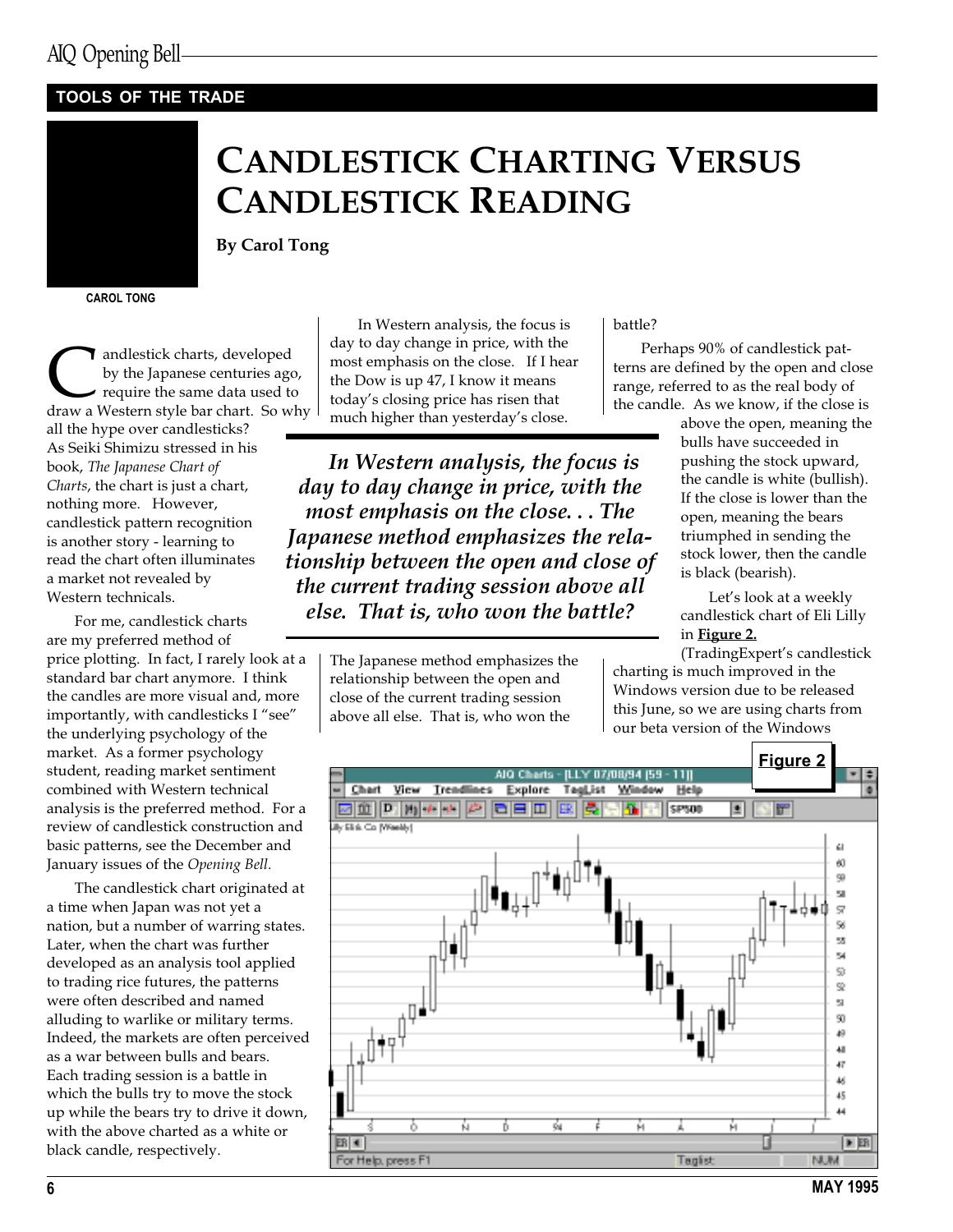TOOLS OF THE TRADE

# Candlestick Charting Versus Candlestick Reading

**By Carol Tong**

CAROL TONG

Candlestick charts, developed by the Japanese centuries ago, require the same data used to draw a Western style bar chart. So why all the hype over candlesticks? As Seiki Shimizu stressed in his book, *The Japanese Chart of Charts*, the chart is just a chart, nothing more. However, candlestick pattern recognition is another story - learning to read the chart often illuminates a market not revealed by Western technicals.

For me, candlestick charts are my preferred method of price plotting. In fact, I rarely look at a standard bar chart anymore. I think the candles are more visual and, more importantly, with candlesticks I "see" the underlying psychology of the market. As a former psychology student, reading market sentiment combined with Western technical analysis is the preferred method. For a review of candlestick construction and basic patterns, see the December and January issues of the *Opening Bell*.

The candlestick chart originated at a time when Japan was not yet a nation, but a number of warring states. Later, when the chart was further developed as an analysis tool applied to trading rice futures, the patterns were often described and named alluding to warlike or military terms. Indeed, the markets are often perceived as a war between bulls and bears. Each trading session is a battle in which the bulls try to move the stock up while the bears try to drive it down, with the above charted as a white or black candle, respectively.

In Western analysis, the focus is day to day change in price, with the most emphasis on the close. If I hear the Dow is up 47, I know it means today's closing price has risen that much higher than yesterday's close.

> ***In Western analysis, the focus is day to day change in price, with the most emphasis on the close. . . The Japanese method emphasizes the relationship between the open and close of the current trading session above all else. That is, who won the battle?***

The Japanese method emphasizes the relationship between the open and close of the current trading session above all else. That is, who won the battle?

Perhaps 90% of candlestick patterns are defined by the open and close range, referred to as the real body of the candle. As we know, if the close is above the open, meaning the bulls have succeeded in pushing the stock upward, the candle is white (bullish). If the close is lower than the open, meaning the bears triumphed in sending the stock lower, then the candle is black (bearish).

Let's look at a weekly candlestick chart of Eli Lilly in **Figure 2.** (TradingExpert's candlestick charting is much improved in the Windows version due to be released this June, so we are using charts from our beta version of the Windows

**Figure 2**

AIQ Charts - [LLY 07/08/94 (59 - 11)]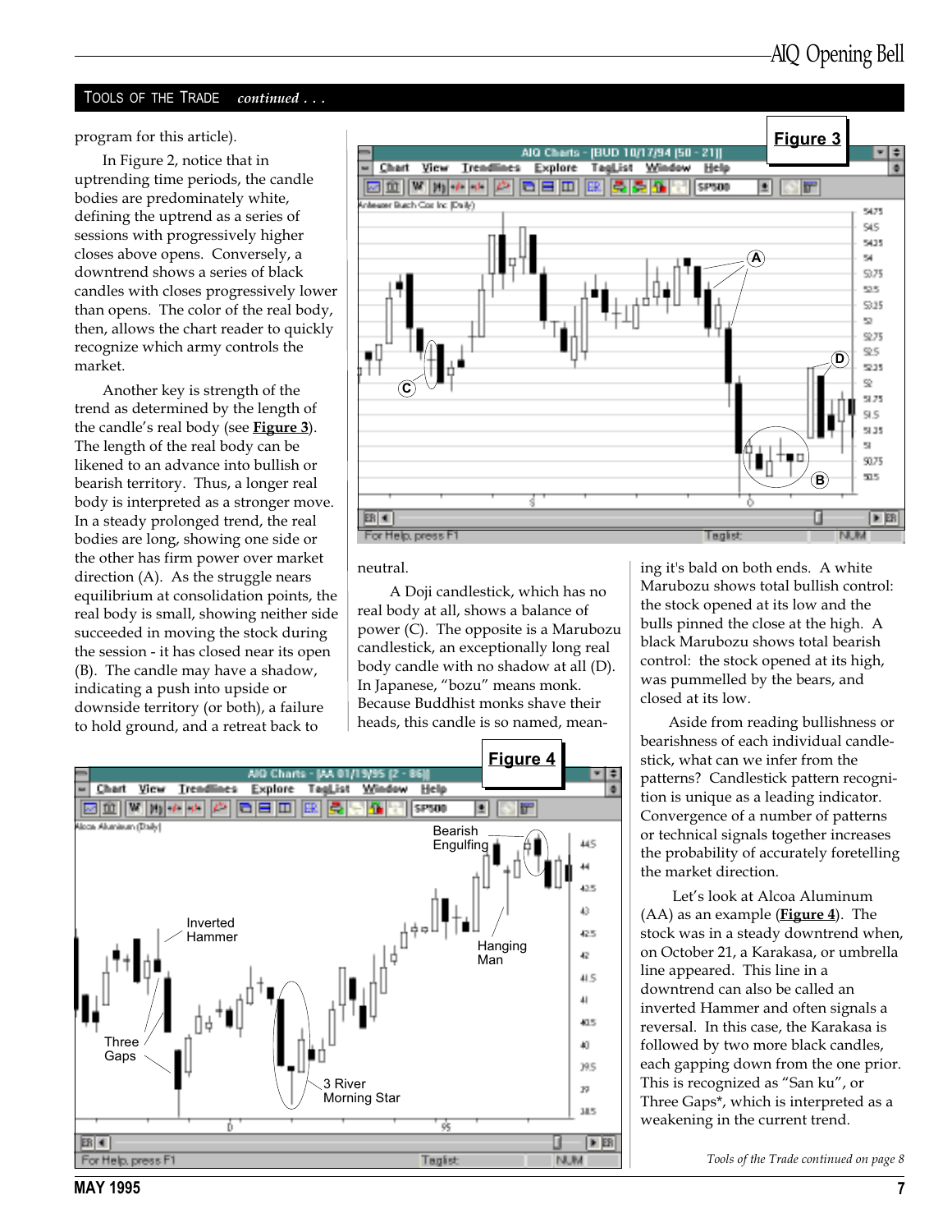## TOOLS OF THE TRADE *continued . . .*

program for this article).

In Figure 2, notice that in uptrending time periods, the candle bodies are predominately white, defining the uptrend as a series of sessions with progressively higher closes above opens. Conversely, a downtrend shows a series of black candles with closes progressively lower than opens. The color of the real body, then, allows the chart reader to quickly recognize which army controls the market.

Another key is strength of the trend as determined by the length of the candle's real body (see **Figure 3**). The length of the real body can be likened to an advance into bullish or bearish territory. Thus, a longer real body is interpreted as a stronger move. In a steady prolonged trend, the real bodies are long, showing one side or the other has firm power over market direction (A). As the struggle nears equilibrium at consolidation points, the real body is small, showing neither side succeeded in moving the stock during the session - it has closed near its open (B). The candle may have a shadow, indicating a push into upside or downside territory (or both), a failure to hold ground, and a retreat back to neutral.

A Doji candlestick, which has no real body at all, shows a balance of power (C). The opposite is a Marubozu candlestick, an exceptionally long real body candle with no shadow at all (D). In Japanese, "bozu" means monk. Because Buddhist monks shave their heads, this candle is so named, meaning it's bald on both ends. A white Marubozu shows total bullish control: the stock opened at its low and the bulls pinned the close at the high. A black Marubozu shows total bearish control: the stock opened at its high, was pummelled by the bears, and closed at its low.

Aside from reading bullishness or bearishness of each individual candlestick, what can we infer from the patterns? Candlestick pattern recognition is unique as a leading indicator. Convergence of a number of patterns or technical signals together increases the probability of accurately foretelling the market direction.

Let's look at Alcoa Aluminum (AA) as an example (**Figure 4**). The stock was in a steady downtrend when, on October 21, a Karakasa, or umbrella line appeared. This line in a downtrend can also be called an inverted Hammer and often signals a reversal. In this case, the Karakasa is followed by two more black candles, each gapping down from the one prior. This is recognized as "San ku", or Three Gaps*, which is interpreted as a weakening in the current trend.

**Figure 3**

**Figure 4**

*Tools of the Trade continued on page 8*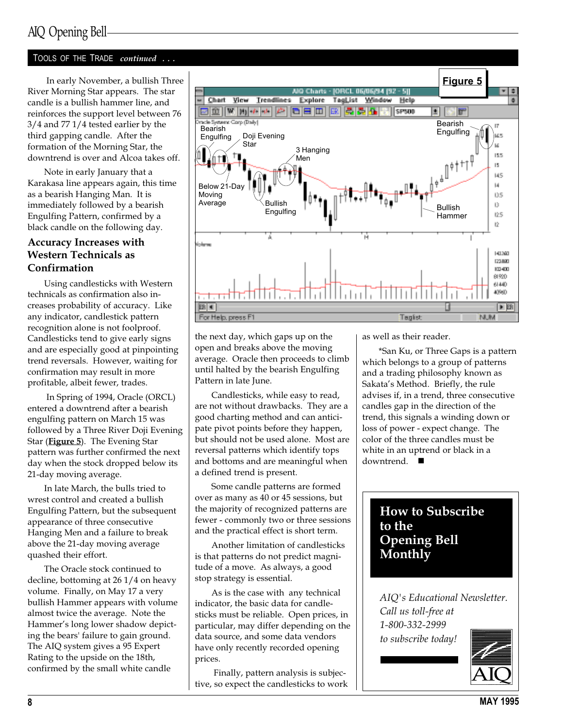## TOOLS OF THE TRADE *continued . . .*

In early November, a bullish Three River Morning Star appears. The star candle is a bullish hammer line, and reinforces the support level between 76 3/4 and 77 1/4 tested earlier by the third gapping candle. After the formation of the Morning Star, the downtrend is over and Alcoa takes off.

Note in early January that a Karakasa line appears again, this time as a bearish Hanging Man. It is immediately followed by a bearish Engulfing Pattern, confirmed by a black candle on the following day.

### Accuracy Increases with Western Technicals as Confirmation

Using candlesticks with Western technicals as confirmation also increases probability of accuracy. Like any indicator, candlestick pattern recognition alone is not foolproof. Candlesticks tend to give early signs and are especially good at pinpointing trend reversals. However, waiting for confirmation may result in more profitable, albeit fewer, trades.

In Spring of 1994, Oracle (ORCL) entered a downtrend after a bearish engulfing pattern on March 15 was followed by a Three River Doji Evening Star (**Figure 5**). The Evening Star pattern was further confirmed the next day when the stock dropped below its 21-day moving average.

In late March, the bulls tried to wrest control and created a bullish Engulfing Pattern, but the subsequent appearance of three consecutive Hanging Men and a failure to break above the 21-day moving average quashed their effort.

The Oracle stock continued to decline, bottoming at 26 1/4 on heavy volume. Finally, on May 17 a very bullish Hammer appears with volume almost twice the average. Note the Hammer's long lower shadow depicting the bears' failure to gain ground. The AIQ system gives a 95 Expert Rating to the upside on the 18th, confirmed by the small white candle

**Figure 5**

AIQ Charts - [ORCL 06/06/94 (92 - 5)]

Chart View Trendlines Explore TagList Window Help

SP500

Oracle Systems Corp (Daily)

Bearish Engulfing

Doji Evening Star

3 Hanging Men

Below 21-Day Moving Average

Bullish Engulfing

Bearish Engulfing

Bullish Hammer

17
16.5
16
15.5
15
14.5
14
13.5
13
12.5
12

A
M
J

Volume

143360
122880
102400
81920
61440
40960

For Help, press F1 Taglist NUM

the next day, which gaps up on the open and breaks above the moving average. Oracle then proceeds to climb until halted by the bearish Engulfing Pattern in late June.

Candlesticks, while easy to read, are not without drawbacks. They are a good charting method and can anticipate pivot points before they happen, but should not be used alone. Most are reversal patterns which identify tops and bottoms and are meaningful when a defined trend is present.

Some candle patterns are formed over as many as 40 or 45 sessions, but the majority of recognized patterns are fewer - commonly two or three sessions and the practical effect is short term.

Another limitation of candlesticks is that patterns do not predict magnitude of a move. As always, a good stop strategy is essential.

As is the case with any technical indicator, the basic data for candlesticks must be reliable. Open prices, in particular, may differ depending on the data source, and some data vendors have only recently recorded opening prices.

Finally, pattern analysis is subjective, so expect the candlesticks to work as well as their reader.

*San Ku, or Three Gaps is a pattern which belongs to a group of patterns and a trading philosophy known as Sakata's Method. Briefly, the rule advises if, in a trend, three consecutive candles gap in the direction of the trend, this signals a winding down or loss of power - expect change. The color of the three candles must be white in an uptrend or black in a downtrend. ■

**How to Subscribe to the Opening Bell Monthly**

*AIQ's Educational Newsletter. Call us toll-free at 1-800-332-2999 to subscribe today!*

AIQ